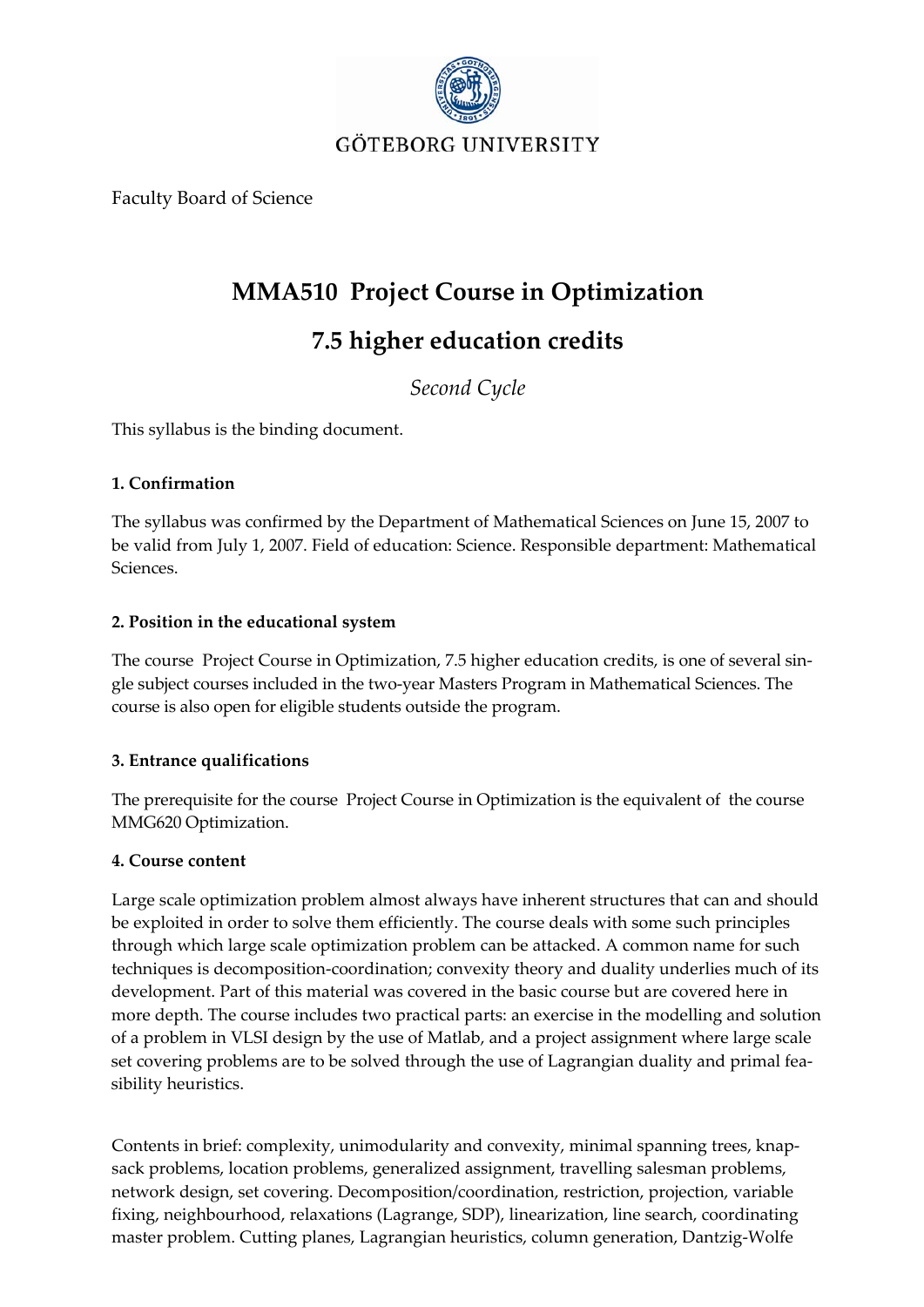GÖTEBORG UNIVERSITY

Faculty Board of Science

# MMA510 Project Course in Optimization

# 7.5 higher education credits

*Second Cycle*

This syllabus is the binding document.

### 1. Confirmation

The syllabus was confirmed by the Department of Mathematical Sciences on June 15, 2007 to be valid from July 1, 2007. Field of education: Science. Responsible department: Mathematical Sciences.

### 2. Position in the educational system

The course Project Course in Optimization, 7.5 higher education credits, is one of several single subject courses included in the two-year Masters Program in Mathematical Sciences. The course is also open for eligible students outside the program.

### 3. Entrance qualifications

The prerequisite for the course Project Course in Optimization is the equivalent of the course MMG620 Optimization.

### 4. Course content

Large scale optimization problem almost always have inherent structures that can and should be exploited in order to solve them efficiently. The course deals with some such principles through which large scale optimization problem can be attacked. A common name for such techniques is decomposition-coordination; convexity theory and duality underlies much of its development. Part of this material was covered in the basic course but are covered here in more depth. The course includes two practical parts: an exercise in the modelling and solution of a problem in VLSI design by the use of Matlab, and a project assignment where large scale set covering problems are to be solved through the use of Lagrangian duality and primal feasibility heuristics.

Contents in brief: complexity, unimodularity and convexity, minimal spanning trees, knapsack problems, location problems, generalized assignment, travelling salesman problems, network design, set covering. Decomposition/coordination, restriction, projection, variable fixing, neighbourhood, relaxations (Lagrange, SDP), linearization, line search, coordinating master problem. Cutting planes, Lagrangian heuristics, column generation, Dantzig-Wolfe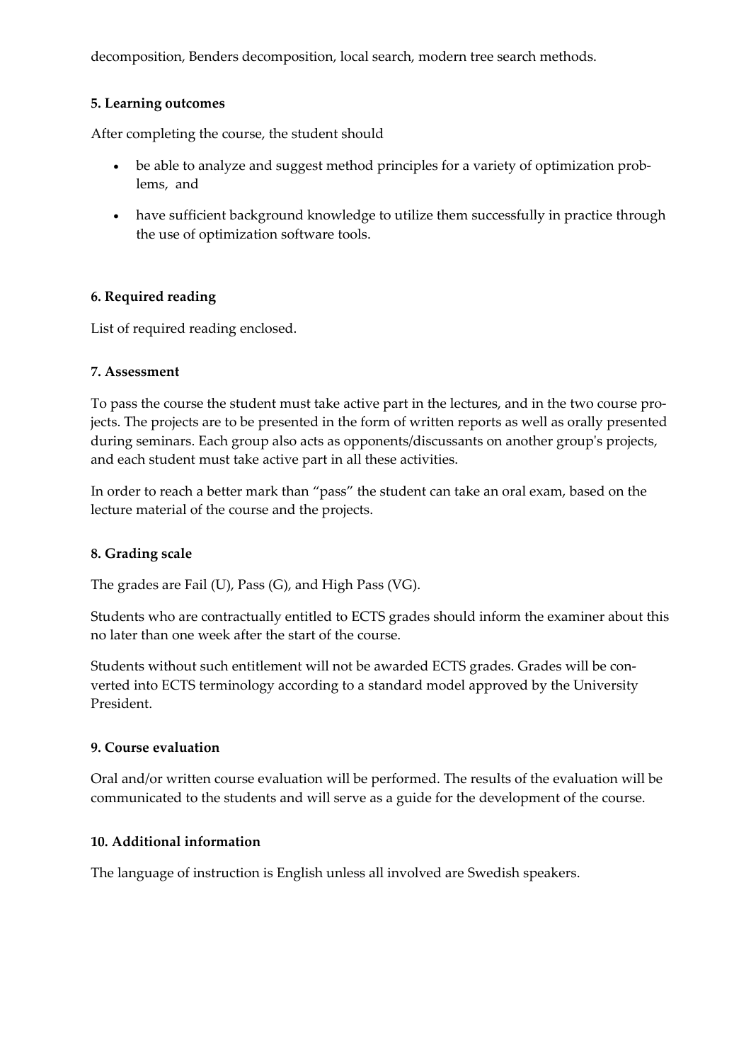decomposition, Benders decomposition, local search, modern tree search methods.

### 5. Learning outcomes

After completing the course, the student should

- be able to analyze and suggest method principles for a variety of optimization problems, and
- have sufficient background knowledge to utilize them successfully in practice through the use of optimization software tools.

### 6. Required reading

List of required reading enclosed.

### 7. Assessment

To pass the course the student must take active part in the lectures, and in the two course projects. The projects are to be presented in the form of written reports as well as orally presented during seminars. Each group also acts as opponents/discussants on another group's projects, and each student must take active part in all these activities.

In order to reach a better mark than "pass" the student can take an oral exam, based on the lecture material of the course and the projects.

### 8. Grading scale

The grades are Fail (U), Pass (G), and High Pass (VG).

Students who are contractually entitled to ECTS grades should inform the examiner about this no later than one week after the start of the course.

Students without such entitlement will not be awarded ECTS grades. Grades will be converted into ECTS terminology according to a standard model approved by the University President.

### 9. Course evaluation

Oral and/or written course evaluation will be performed. The results of the evaluation will be communicated to the students and will serve as a guide for the development of the course.

### 10. Additional information

The language of instruction is English unless all involved are Swedish speakers.